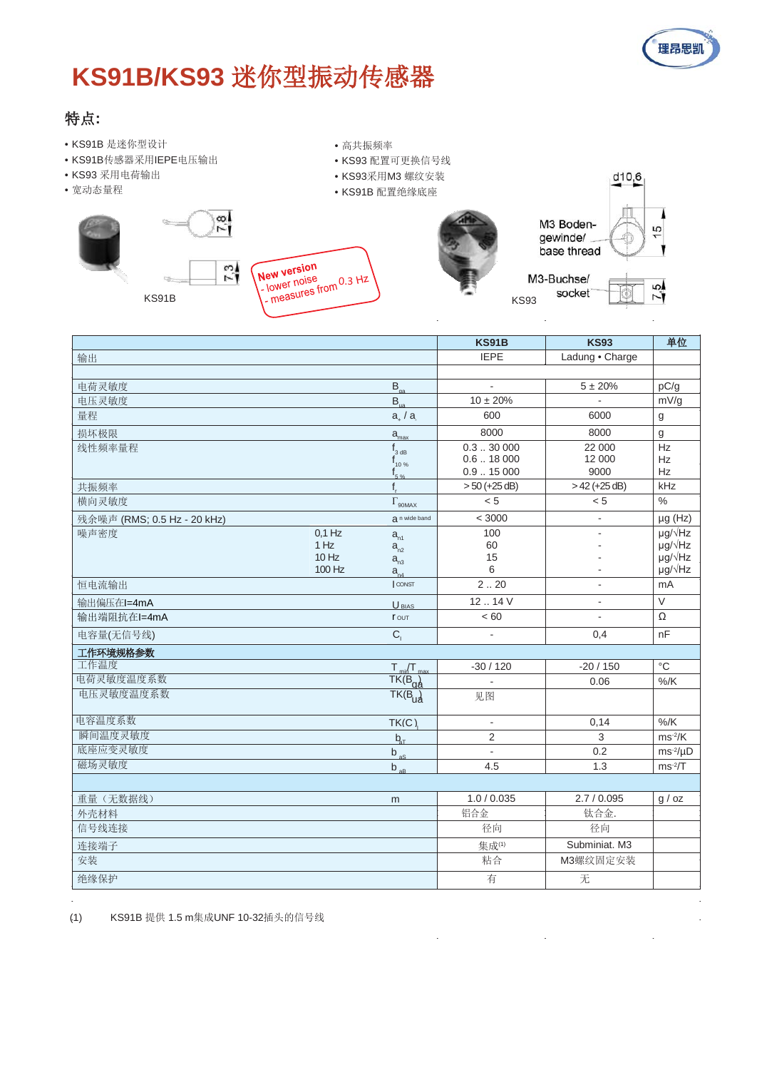# KS91B/KS93 迷你型振动传感器

## 特点:

- KS91B 是迷你型设计
- KS91B传感器采用IEPE电压输出
- KS93 采用电荷输出
- 宽动态量程
- 高共振频率
- KS93 配置可更换信号线
- KS93采用M3 螺纹安装
- KS91B 配置绝缘底座

KS91B

New version
- lower noise
- measures from 0.3 Hz

KS93

M3 Boden-gewinde/ base thread

M3-Buchse/ socket

| | | | KS91B | KS93 | 单位 |
|---|---|---|---|---|---|
| 输出 | | | IEPE | Ladung • Charge | |
| | | | | | |
| 电荷灵敏度 | | $B_{qa}$ | - | 5 ± 20% | pC/g |
| 电压灵敏度 | | $B_{ua}$ | 10 ± 20% | - | mV/g |
| 量程 | | $a_+ / a_-$ | 600 | 6000 | g |
| 损坏极限 | | $a_{max}$ | 8000 | 8000 | g |
| 线性频率量程 | | $f_{3\,dB}$<br>$f_{10\,\%}$<br>$f_{5\,\%}$ | 0.3 .. 30 000<br>0.6 .. 18 000<br>0.9 .. 15 000 | 22 000<br>12 000<br>9000 | Hz<br>Hz<br>Hz |
| 共振频率 | | $f_r$ | > 50 (+25 dB) | > 42 (+25 dB) | kHz |
| 横向灵敏度 | | $\Gamma_{90MAX}$ | < 5 | < 5 | % |
| 残余噪声 (RMS; 0.5 Hz - 20 kHz) | | $a_{n\,wide\,band}$ | < 3000 | - | µg (Hz) |
| 噪声密度 | 0,1 Hz<br>1 Hz<br>10 Hz<br>100 Hz | $a_{n1}$<br>$a_{n2}$<br>$a_{n3}$<br>$a_{n4}$ | 100<br>60<br>15<br>6 | -<br>-<br>-<br>- | µg/√Hz<br>µg/√Hz<br>µg/√Hz<br>µg/√Hz |
| 恒电流输出 | | $I_{CONST}$ | 2 .. 20 | - | mA |
| 输出偏压在I=4mA | | $U_{BIAS}$ | 12 .. 14 V | - | V |
| 输出端阻抗在I=4mA | | $r_{OUT}$ | < 60 | - | Ω |
| 电容量(无信号线) | | $C_i$ | - | 0,4 | nF |
| **工作环境规格参数** | | | | | |
| 工作温度 | | $T_{min}/T_{max}$ | -30 / 120 | -20 / 150 | °C |
| 电荷灵敏度温度系数 | | $TK(B_{qa})$ | - | 0.06 | %/K |
| 电压灵敏度温度系数 | | $TK(B_{ua})$ | 见图 | | |
| 电容温度系数 | | $TK(C_i)$ | - | 0,14 | %/K |
| 瞬间温度灵敏度 | | $b_{aT}$ | 2 | 3 | ms⁻²/K |
| 底座应变灵敏度 | | $b_{aS}$ | - | 0.2 | ms⁻²/µD |
| 磁场灵敏度 | | $b_{aB}$ | 4.5 | 1.3 | ms⁻²/T |
| | | | | | |
| 重量（无数据线） | | m | 1.0 / 0.035 | 2.7 / 0.095 | g / oz |
| 外壳材料 | | | 铝合金 | 钛合金. | |
| 信号线连接 | | | 径向 | 径向 | |
| 连接端子 | | | 集成[1] | Subminiat. M3 | |
| 安装 | | | 粘合 | M3螺纹固定安装 | |
| 绝缘保护 | | | 有 | 无 | |

(1) KS91B 提供 1.5 m集成UNF 10-32插头的信号线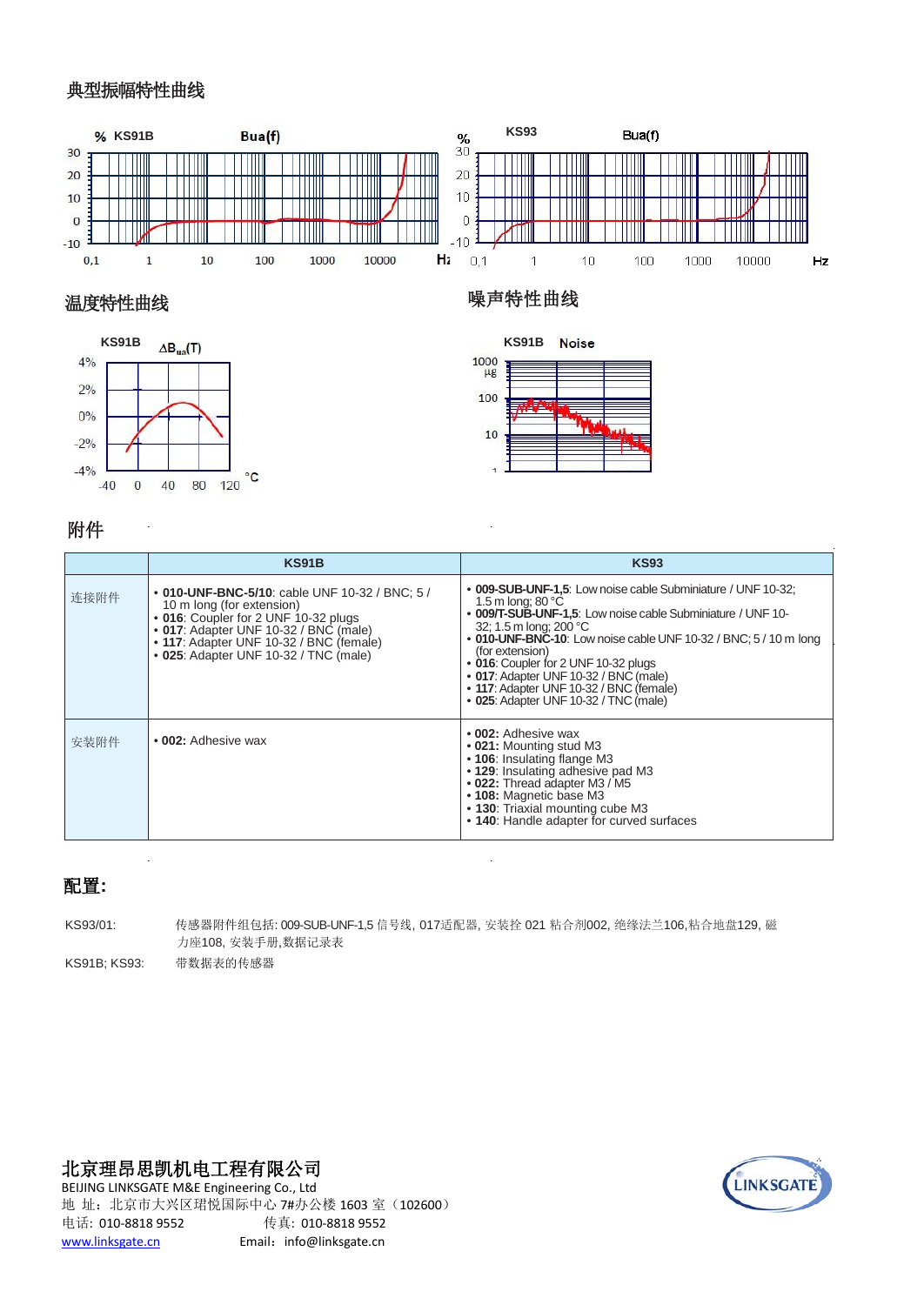## 典型振幅特性曲线

% KS91B Bua(f)

30
20
10
0
-10

0,1 1 10 100 1000 10000 Hz

% KS93 Bua(f)

30
20
10
0
-10

0,1 1 10 100 1000 10000 Hz

## 温度特性曲线

KS91B $\Delta B_{ua}(T)$

4%
2%
0%
-2%
-4%

-40 0 40 80 120 °C

## 噪声特性曲线

KS91B Noise

1000 µg
100
10
1

## 附件

| | KS91B | KS93 |
|---|---|---|
| 连接附件 | • **010-UNF-BNC-5/10**: cable UNF 10-32 / BNC; 5 / 10 m long (for extension)<br>• **016**: Coupler for 2 UNF 10-32 plugs<br>• **017**: Adapter UNF 10-32 / BNC (male)<br>• **117**: Adapter UNF 10-32 / BNC (female)<br>• **025**: Adapter UNF 10-32 / TNC (male) | • **009-SUB-UNF-1,5**: Low noise cable Subminiature / UNF 10-32; 1.5 m long; 80 °C<br>• **009/T-SUB-UNF-1,5**: Low noise cable Subminiature / UNF 10-32; 1.5 m long; 200 °C<br>• **010-UNF-BNC-10**: Low noise cable UNF 10-32 / BNC; 5 / 10 m long (for extension)<br>• **016**: Coupler for 2 UNF 10-32 plugs<br>• **017**: Adapter UNF 10-32 / BNC (male)<br>• **117**: Adapter UNF 10-32 / BNC (female)<br>• **025**: Adapter UNF 10-32 / TNC (male) |
| 安装附件 | • **002:** Adhesive wax | • **002:** Adhesive wax<br>• **021:** Mounting stud M3<br>• **106**: Insulating flange M3<br>• **129**: Insulating adhesive pad M3<br>• **022:** Thread adapter M3 / M5<br>• **108:** Magnetic base M3<br>• **130**: Triaxial mounting cube M3<br>• **140**: Handle adapter for curved surfaces |

## 配置:

KS93/01: 传感器附件组包括: 009-SUB-UNF-1,5 信号线, 017适配器, 安装拴 021 粘合剂002, 绝缘法兰106,粘合地盘129, 磁力座108, 安装手册,数据记录表

KS91B; KS93: 带数据表的传感器

**北京理昂思凯机电工程有限公司**
BEIJING LINKSGATE M&E Engineering Co., Ltd
地 址：北京市大兴区珺悦国际中心 7#办公楼 1603 室（102600）
电话：010-8818 9552 传真：010-8818 9552
www.linksgate.cn Email：info@linksgate.cn